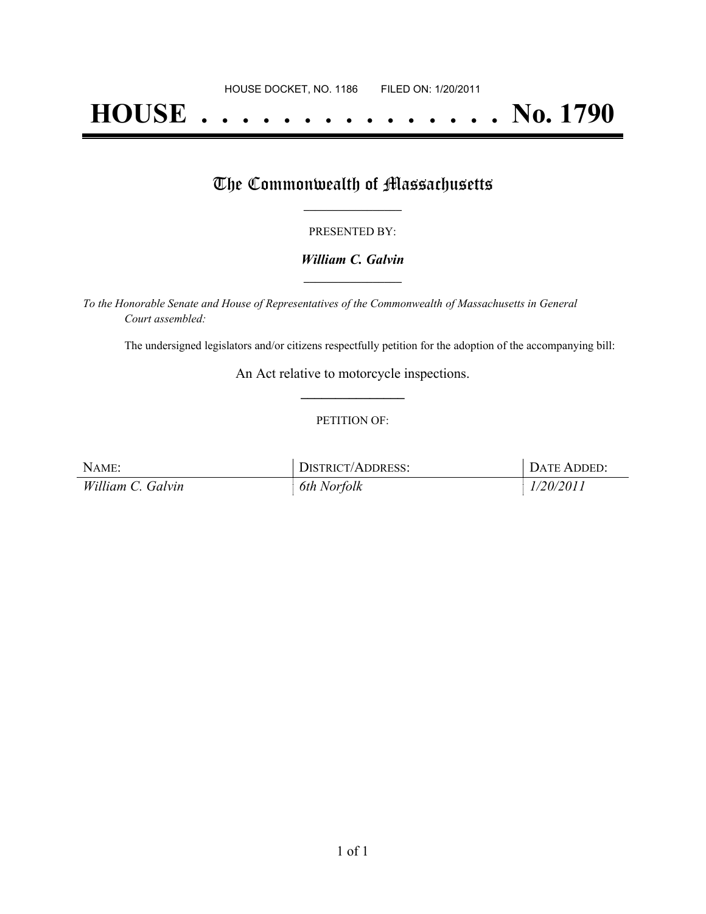HOUSE DOCKET, NO. 1186 FILED ON: 1/20/2011

# HOUSE . . . . . . . . . . . . . . . No. 1790

## The Commonwealth of Massachusetts

PRESENTED BY:

***William C. Galvin***

*To the Honorable Senate and House of Representatives of the Commonwealth of Massachusetts in General Court assembled:*

The undersigned legislators and/or citizens respectfully petition for the adoption of the accompanying bill:

An Act relative to motorcycle inspections.

PETITION OF:

| NAME: | DISTRICT/ADDRESS: | DATE ADDED: |
| --- | --- | --- |
| *William C. Galvin* | *6th Norfolk* | *1/20/2011* |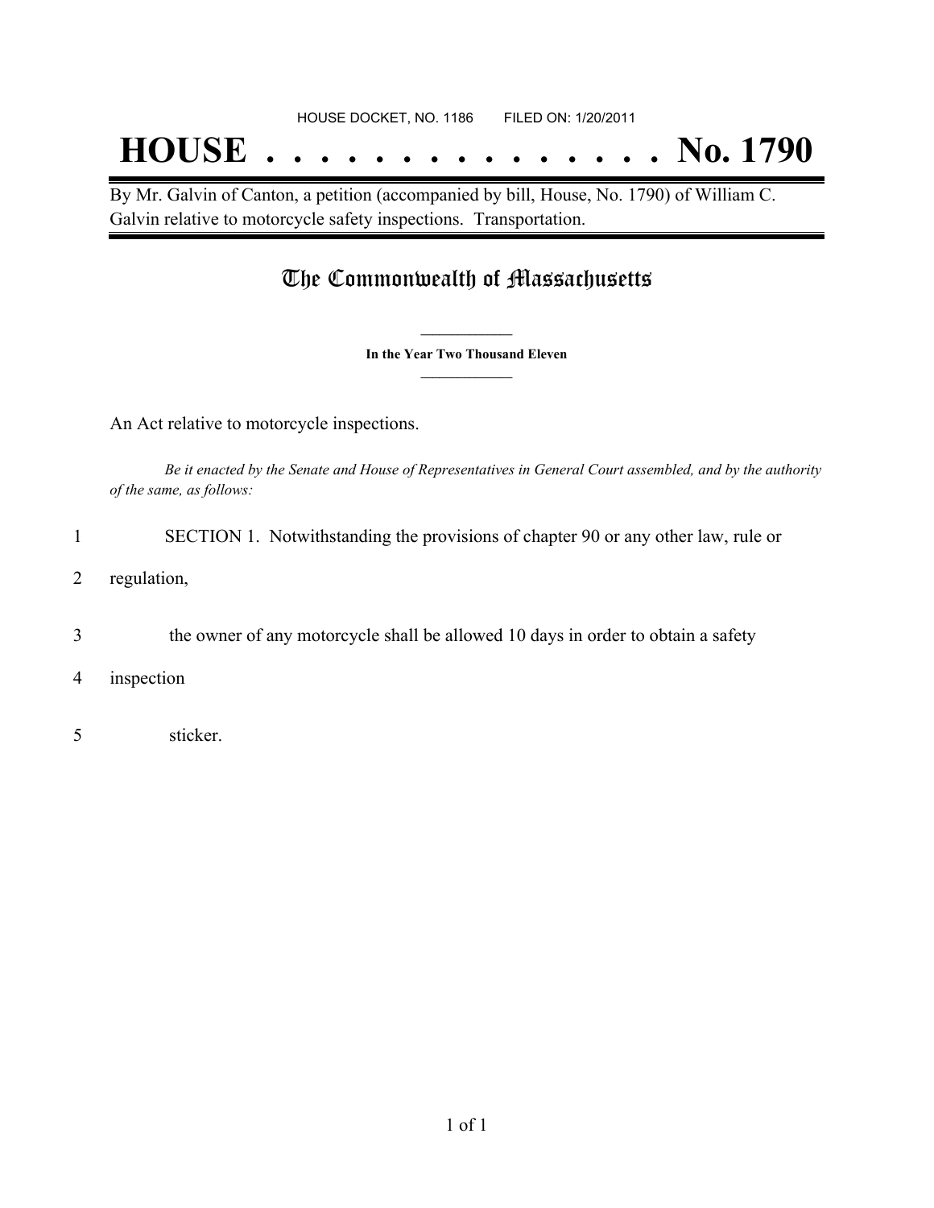HOUSE DOCKET, NO. 1186        FILED ON: 1/20/2011

# HOUSE . . . . . . . . . . . . . . . No. 1790

By Mr. Galvin of Canton, a petition (accompanied by bill, House, No. 1790) of William C. Galvin relative to motorcycle safety inspections. Transportation.

## The Commonwealth of Massachusetts

**In the Year Two Thousand Eleven**

An Act relative to motorcycle inspections.

*Be it enacted by the Senate and House of Representatives in General Court assembled, and by the authority of the same, as follows:*

1 SECTION 1. Notwithstanding the provisions of chapter 90 or any other law, rule or

2 regulation,

3 the owner of any motorcycle shall be allowed 10 days in order to obtain a safety

4 inspection

5 sticker.